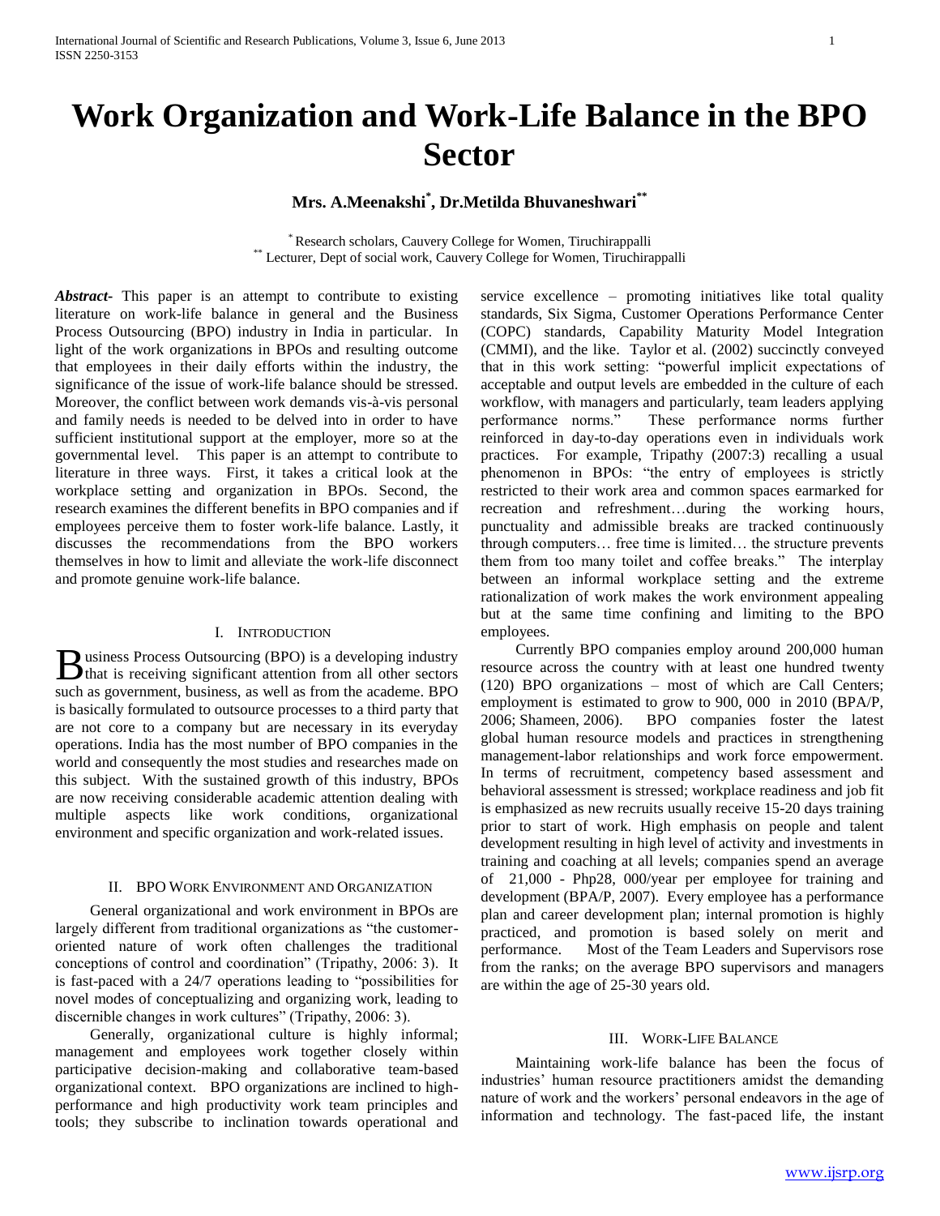# Work Organization and Work-Life Balance in the BPO Sector

**Mrs. A.Meenakshi[*], Dr.Metilda Bhuvaneshwari[**]**

[*] Research scholars, Cauvery College for Women, Tiruchirappalli
[**] Lecturer, Dept of social work, Cauvery College for Women, Tiruchirappalli

***Abstract-*** This paper is an attempt to contribute to existing literature on work-life balance in general and the Business Process Outsourcing (BPO) industry in India in particular. In light of the work organizations in BPOs and resulting outcome that employees in their daily efforts within the industry, the significance of the issue of work-life balance should be stressed. Moreover, the conflict between work demands vis-à-vis personal and family needs is needed to be delved into in order to have sufficient institutional support at the employer, more so at the governmental level. This paper is an attempt to contribute to literature in three ways. First, it takes a critical look at the workplace setting and organization in BPOs. Second, the research examines the different benefits in BPO companies and if employees perceive them to foster work-life balance. Lastly, it discusses the recommendations from the BPO workers themselves in how to limit and alleviate the work-life disconnect and promote genuine work-life balance.

## I. Introduction

Business Process Outsourcing (BPO) is a developing industry that is receiving significant attention from all other sectors such as government, business, as well as from the academe. BPO is basically formulated to outsource processes to a third party that are not core to a company but are necessary in its everyday operations. India has the most number of BPO companies in the world and consequently the most studies and researches made on this subject. With the sustained growth of this industry, BPOs are now receiving considerable academic attention dealing with multiple aspects like work conditions, organizational environment and specific organization and work-related issues.

## II. BPO Work Environment and Organization

General organizational and work environment in BPOs are largely different from traditional organizations as "the customer-oriented nature of work often challenges the traditional conceptions of control and coordination" (Tripathy, 2006: 3). It is fast-paced with a 24/7 operations leading to "possibilities for novel modes of conceptualizing and organizing work, leading to discernible changes in work cultures" (Tripathy, 2006: 3).

Generally, organizational culture is highly informal; management and employees work together closely within participative decision-making and collaborative team-based organizational context. BPO organizations are inclined to high-performance and high productivity work team principles and tools; they subscribe to inclination towards operational and service excellence – promoting initiatives like total quality standards, Six Sigma, Customer Operations Performance Center (COPC) standards, Capability Maturity Model Integration (CMMI), and the like. Taylor et al. (2002) succinctly conveyed that in this work setting: "powerful implicit expectations of acceptable and output levels are embedded in the culture of each workflow, with managers and particularly, team leaders applying performance norms." These performance norms further reinforced in day-to-day operations even in individuals work practices. For example, Tripathy (2007:3) recalling a usual phenomenon in BPOs: "the entry of employees is strictly restricted to their work area and common spaces earmarked for recreation and refreshment…during the working hours, punctuality and admissible breaks are tracked continuously through computers… free time is limited… the structure prevents them from too many toilet and coffee breaks." The interplay between an informal workplace setting and the extreme rationalization of work makes the work environment appealing but at the same time confining and limiting to the BPO employees.

Currently BPO companies employ around 200,000 human resource across the country with at least one hundred twenty (120) BPO organizations – most of which are Call Centers; employment is estimated to grow to 900, 000 in 2010 (BPA/P, 2006; Shameen, 2006). BPO companies foster the latest global human resource models and practices in strengthening management-labor relationships and work force empowerment. In terms of recruitment, competency based assessment and behavioral assessment is stressed; workplace readiness and job fit is emphasized as new recruits usually receive 15-20 days training prior to start of work. High emphasis on people and talent development resulting in high level of activity and investments in training and coaching at all levels; companies spend an average of 21,000 - Php28, 000/year per employee for training and development (BPA/P, 2007). Every employee has a performance plan and career development plan; internal promotion is highly practiced, and promotion is based solely on merit and performance. Most of the Team Leaders and Supervisors rose from the ranks; on the average BPO supervisors and managers are within the age of 25-30 years old.

## III. Work-Life Balance

Maintaining work-life balance has been the focus of industries' human resource practitioners amidst the demanding nature of work and the workers' personal endeavors in the age of information and technology. The fast-paced life, the instant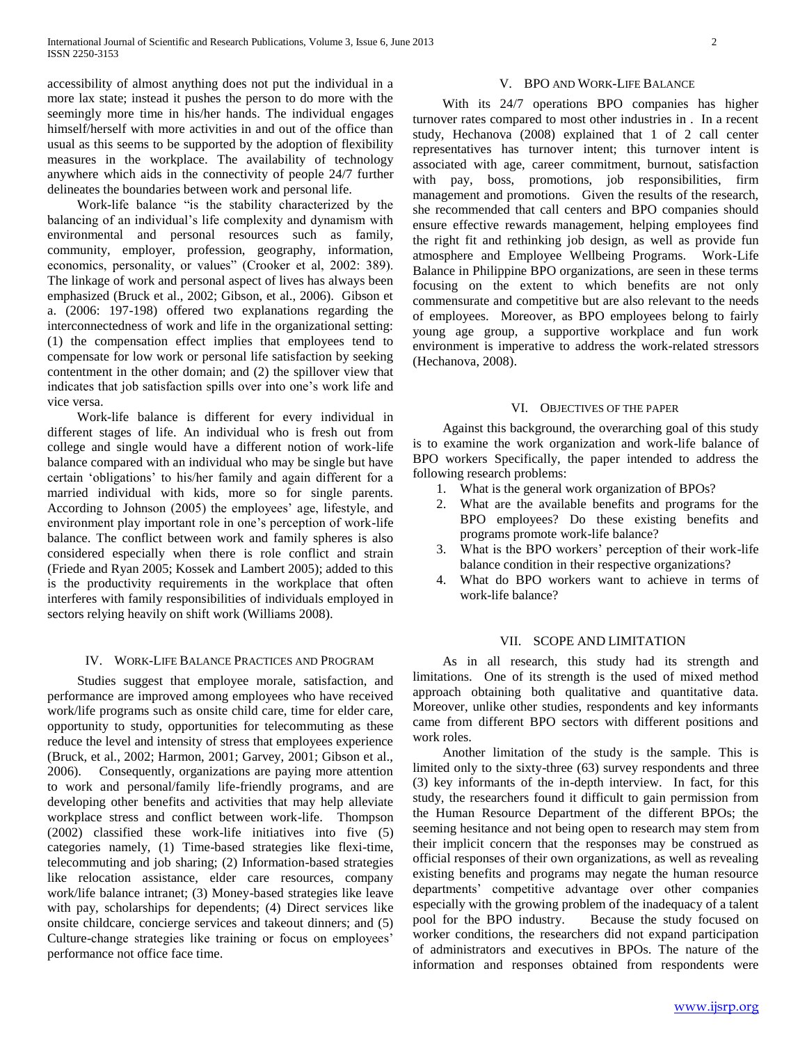accessibility of almost anything does not put the individual in a more lax state; instead it pushes the person to do more with the seemingly more time in his/her hands. The individual engages himself/herself with more activities in and out of the office than usual as this seems to be supported by the adoption of flexibility measures in the workplace. The availability of technology anywhere which aids in the connectivity of people 24/7 further delineates the boundaries between work and personal life.

Work-life balance "is the stability characterized by the balancing of an individual's life complexity and dynamism with environmental and personal resources such as family, community, employer, profession, geography, information, economics, personality, or values" (Crooker et al, 2002: 389). The linkage of work and personal aspect of lives has always been emphasized (Bruck et al., 2002; Gibson, et al., 2006). Gibson et a. (2006: 197-198) offered two explanations regarding the interconnectedness of work and life in the organizational setting: (1) the compensation effect implies that employees tend to compensate for low work or personal life satisfaction by seeking contentment in the other domain; and (2) the spillover view that indicates that job satisfaction spills over into one's work life and vice versa.

Work-life balance is different for every individual in different stages of life. An individual who is fresh out from college and single would have a different notion of work-life balance compared with an individual who may be single but have certain 'obligations' to his/her family and again different for a married individual with kids, more so for single parents. According to Johnson (2005) the employees' age, lifestyle, and environment play important role in one's perception of work-life balance. The conflict between work and family spheres is also considered especially when there is role conflict and strain (Friede and Ryan 2005; Kossek and Lambert 2005); added to this is the productivity requirements in the workplace that often interferes with family responsibilities of individuals employed in sectors relying heavily on shift work (Williams 2008).

## IV. Work-Life Balance Practices and Program

Studies suggest that employee morale, satisfaction, and performance are improved among employees who have received work/life programs such as onsite child care, time for elder care, opportunity to study, opportunities for telecommuting as these reduce the level and intensity of stress that employees experience (Bruck, et al., 2002; Harmon, 2001; Garvey, 2001; Gibson et al., 2006). Consequently, organizations are paying more attention to work and personal/family life-friendly programs, and are developing other benefits and activities that may help alleviate workplace stress and conflict between work-life. Thompson (2002) classified these work-life initiatives into five (5) categories namely, (1) Time-based strategies like flexi-time, telecommuting and job sharing; (2) Information-based strategies like relocation assistance, elder care resources, company work/life balance intranet; (3) Money-based strategies like leave with pay, scholarships for dependents; (4) Direct services like onsite childcare, concierge services and takeout dinners; and (5) Culture-change strategies like training or focus on employees' performance not office face time.

## V. BPO and Work-Life Balance

With its 24/7 operations BPO companies has higher turnover rates compared to most other industries in . In a recent study, Hechanova (2008) explained that 1 of 2 call center representatives has turnover intent; this turnover intent is associated with age, career commitment, burnout, satisfaction with pay, boss, promotions, job responsibilities, firm management and promotions. Given the results of the research, she recommended that call centers and BPO companies should ensure effective rewards management, helping employees find the right fit and rethinking job design, as well as provide fun atmosphere and Employee Wellbeing Programs. Work-Life Balance in Philippine BPO organizations, are seen in these terms focusing on the extent to which benefits are not only commensurate and competitive but are also relevant to the needs of employees. Moreover, as BPO employees belong to fairly young age group, a supportive workplace and fun work environment is imperative to address the work-related stressors (Hechanova, 2008).

## VI. Objectives of the Paper

Against this background, the overarching goal of this study is to examine the work organization and work-life balance of BPO workers Specifically, the paper intended to address the following research problems:

1. What is the general work organization of BPOs?
2. What are the available benefits and programs for the BPO employees? Do these existing benefits and programs promote work-life balance?
3. What is the BPO workers' perception of their work-life balance condition in their respective organizations?
4. What do BPO workers want to achieve in terms of work-life balance?

## VII. Scope and Limitation

As in all research, this study had its strength and limitations. One of its strength is the used of mixed method approach obtaining both qualitative and quantitative data. Moreover, unlike other studies, respondents and key informants came from different BPO sectors with different positions and work roles.

Another limitation of the study is the sample. This is limited only to the sixty-three (63) survey respondents and three (3) key informants of the in-depth interview. In fact, for this study, the researchers found it difficult to gain permission from the Human Resource Department of the different BPOs; the seeming hesitance and not being open to research may stem from their implicit concern that the responses may be construed as official responses of their own organizations, as well as revealing existing benefits and programs may negate the human resource departments' competitive advantage over other companies especially with the growing problem of the inadequacy of a talent pool for the BPO industry. Because the study focused on worker conditions, the researchers did not expand participation of administrators and executives in BPOs. The nature of the information and responses obtained from respondents were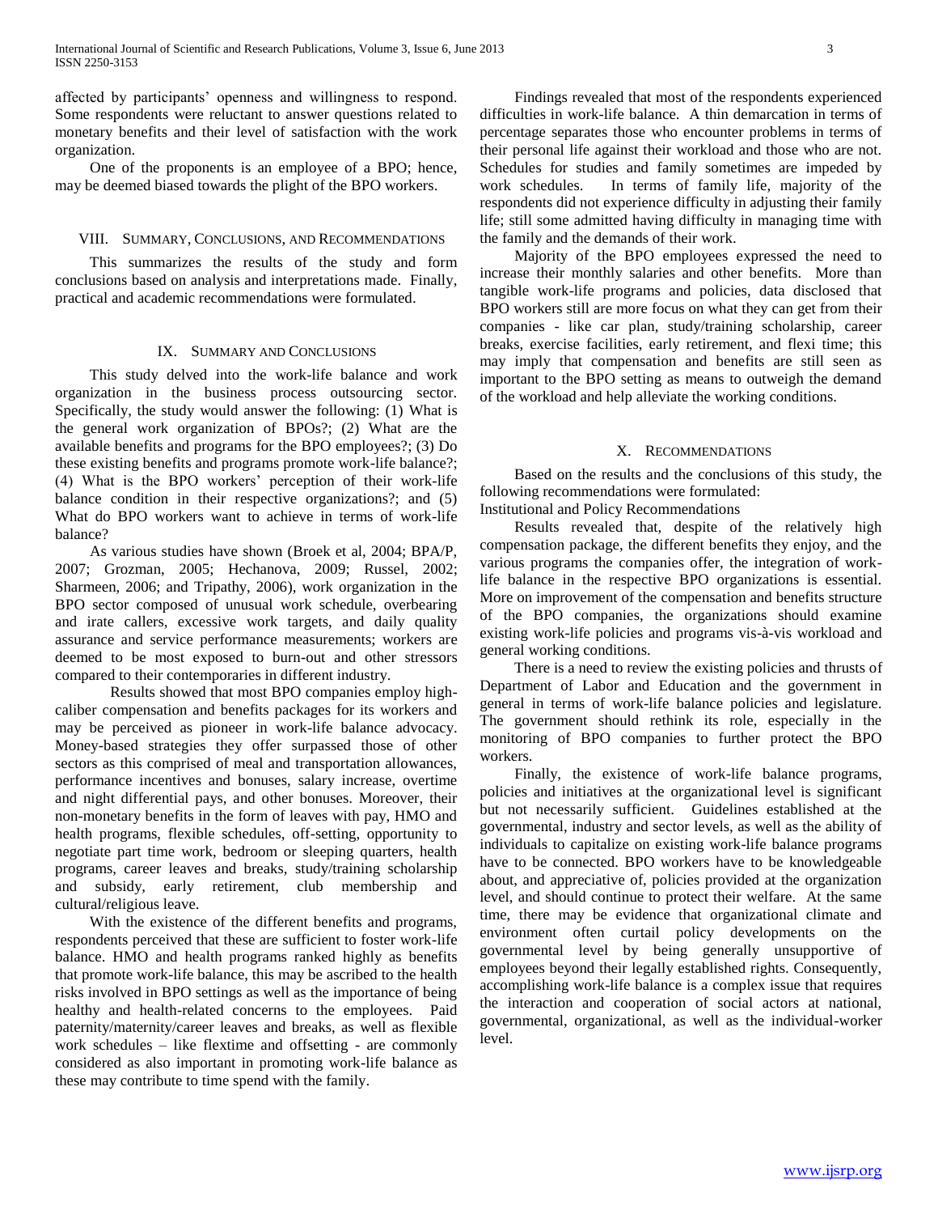affected by participants' openness and willingness to respond. Some respondents were reluctant to answer questions related to monetary benefits and their level of satisfaction with the work organization.

One of the proponents is an employee of a BPO; hence, may be deemed biased towards the plight of the BPO workers.

## VIII. Summary, Conclusions, and Recommendations

This summarizes the results of the study and form conclusions based on analysis and interpretations made. Finally, practical and academic recommendations were formulated.

## IX. Summary and Conclusions

This study delved into the work-life balance and work organization in the business process outsourcing sector. Specifically, the study would answer the following: (1) What is the general work organization of BPOs?; (2) What are the available benefits and programs for the BPO employees?; (3) Do these existing benefits and programs promote work-life balance?; (4) What is the BPO workers' perception of their work-life balance condition in their respective organizations?; and (5) What do BPO workers want to achieve in terms of work-life balance?

As various studies have shown (Broek et al, 2004; BPA/P, 2007; Grozman, 2005; Hechanova, 2009; Russel, 2002; Sharmeen, 2006; and Tripathy, 2006), work organization in the BPO sector composed of unusual work schedule, overbearing and irate callers, excessive work targets, and daily quality assurance and service performance measurements; workers are deemed to be most exposed to burn-out and other stressors compared to their contemporaries in different industry.

Results showed that most BPO companies employ high-caliber compensation and benefits packages for its workers and may be perceived as pioneer in work-life balance advocacy. Money-based strategies they offer surpassed those of other sectors as this comprised of meal and transportation allowances, performance incentives and bonuses, salary increase, overtime and night differential pays, and other bonuses. Moreover, their non-monetary benefits in the form of leaves with pay, HMO and health programs, flexible schedules, off-setting, opportunity to negotiate part time work, bedroom or sleeping quarters, health programs, career leaves and breaks, study/training scholarship and subsidy, early retirement, club membership and cultural/religious leave.

With the existence of the different benefits and programs, respondents perceived that these are sufficient to foster work-life balance. HMO and health programs ranked highly as benefits that promote work-life balance, this may be ascribed to the health risks involved in BPO settings as well as the importance of being healthy and health-related concerns to the employees. Paid paternity/maternity/career leaves and breaks, as well as flexible work schedules – like flextime and offsetting - are commonly considered as also important in promoting work-life balance as these may contribute to time spend with the family.

Findings revealed that most of the respondents experienced difficulties in work-life balance. A thin demarcation in terms of percentage separates those who encounter problems in terms of their personal life against their workload and those who are not. Schedules for studies and family sometimes are impeded by work schedules. In terms of family life, majority of the respondents did not experience difficulty in adjusting their family life; still some admitted having difficulty in managing time with the family and the demands of their work.

Majority of the BPO employees expressed the need to increase their monthly salaries and other benefits. More than tangible work-life programs and policies, data disclosed that BPO workers still are more focus on what they can get from their companies - like car plan, study/training scholarship, career breaks, exercise facilities, early retirement, and flexi time; this may imply that compensation and benefits are still seen as important to the BPO setting as means to outweigh the demand of the workload and help alleviate the working conditions.

## X. Recommendations

Based on the results and the conclusions of this study, the following recommendations were formulated:

Institutional and Policy Recommendations

Results revealed that, despite of the relatively high compensation package, the different benefits they enjoy, and the various programs the companies offer, the integration of work-life balance in the respective BPO organizations is essential. More on improvement of the compensation and benefits structure of the BPO companies, the organizations should examine existing work-life policies and programs vis-à-vis workload and general working conditions.

There is a need to review the existing policies and thrusts of Department of Labor and Education and the government in general in terms of work-life balance policies and legislature. The government should rethink its role, especially in the monitoring of BPO companies to further protect the BPO workers.

Finally, the existence of work-life balance programs, policies and initiatives at the organizational level is significant but not necessarily sufficient. Guidelines established at the governmental, industry and sector levels, as well as the ability of individuals to capitalize on existing work-life balance programs have to be connected. BPO workers have to be knowledgeable about, and appreciative of, policies provided at the organization level, and should continue to protect their welfare. At the same time, there may be evidence that organizational climate and environment often curtail policy developments on the governmental level by being generally unsupportive of employees beyond their legally established rights. Consequently, accomplishing work-life balance is a complex issue that requires the interaction and cooperation of social actors at national, governmental, organizational, as well as the individual-worker level.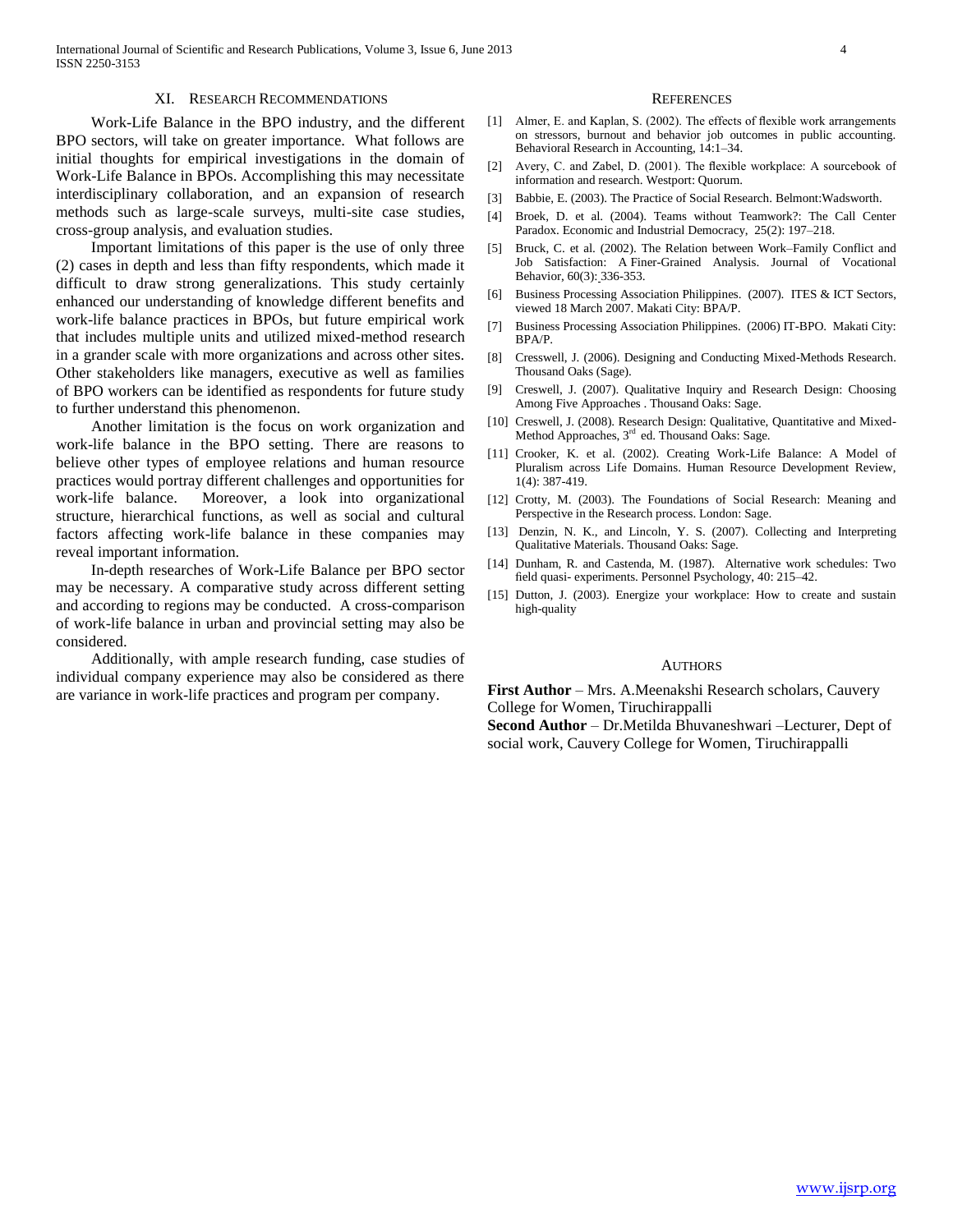## XI. Research Recommendations

Work-Life Balance in the BPO industry, and the different BPO sectors, will take on greater importance. What follows are initial thoughts for empirical investigations in the domain of Work-Life Balance in BPOs. Accomplishing this may necessitate interdisciplinary collaboration, and an expansion of research methods such as large-scale surveys, multi-site case studies, cross-group analysis, and evaluation studies.

Important limitations of this paper is the use of only three (2) cases in depth and less than fifty respondents, which made it difficult to draw strong generalizations. This study certainly enhanced our understanding of knowledge different benefits and work-life balance practices in BPOs, but future empirical work that includes multiple units and utilized mixed-method research in a grander scale with more organizations and across other sites. Other stakeholders like managers, executive as well as families of BPO workers can be identified as respondents for future study to further understand this phenomenon.

Another limitation is the focus on work organization and work-life balance in the BPO setting. There are reasons to believe other types of employee relations and human resource practices would portray different challenges and opportunities for work-life balance. Moreover, a look into organizational structure, hierarchical functions, as well as social and cultural factors affecting work-life balance in these companies may reveal important information.

In-depth researches of Work-Life Balance per BPO sector may be necessary. A comparative study across different setting and according to regions may be conducted. A cross-comparison of work-life balance in urban and provincial setting may also be considered.

Additionally, with ample research funding, case studies of individual company experience may also be considered as there are variance in work-life practices and program per company.

## References

[1] Almer, E. and Kaplan, S. (2002). The effects of flexible work arrangements on stressors, burnout and behavior job outcomes in public accounting. Behavioral Research in Accounting, 14:1–34.

[2] Avery, C. and Zabel, D. (2001). The flexible workplace: A sourcebook of information and research. Westport: Quorum.

[3] Babbie, E. (2003). The Practice of Social Research. Belmont:Wadsworth.

[4] Broek, D. et al. (2004). Teams without Teamwork?: The Call Center Paradox. Economic and Industrial Democracy, 25(2): 197–218.

[5] Bruck, C. et al. (2002). The Relation between Work–Family Conflict and Job Satisfaction: A Finer-Grained Analysis. Journal of Vocational Behavior, 60(3): 336-353.

[6] Business Processing Association Philippines. (2007). ITES & ICT Sectors, viewed 18 March 2007. Makati City: BPA/P.

[7] Business Processing Association Philippines. (2006) IT-BPO. Makati City: BPA/P.

[8] Cresswell, J. (2006). Designing and Conducting Mixed-Methods Research. Thousand Oaks (Sage).

[9] Creswell, J. (2007). Qualitative Inquiry and Research Design: Choosing Among Five Approaches . Thousand Oaks: Sage.

[10] Creswell, J. (2008). Research Design: Qualitative, Quantitative and Mixed-Method Approaches, 3rd ed. Thousand Oaks: Sage.

[11] Crooker, K. et al. (2002). Creating Work-Life Balance: A Model of Pluralism across Life Domains. Human Resource Development Review, 1(4): 387-419.

[12] Crotty, M. (2003). The Foundations of Social Research: Meaning and Perspective in the Research process. London: Sage.

[13] Denzin, N. K., and Lincoln, Y. S. (2007). Collecting and Interpreting Qualitative Materials. Thousand Oaks: Sage.

[14] Dunham, R. and Castenda, M. (1987). Alternative work schedules: Two field quasi- experiments. Personnel Psychology, 40: 215–42.

[15] Dutton, J. (2003). Energize your workplace: How to create and sustain high-quality

## Authors

**First Author** – Mrs. A.Meenakshi Research scholars, Cauvery College for Women, Tiruchirappalli

**Second Author** – Dr.Metilda Bhuvaneshwari –Lecturer, Dept of social work, Cauvery College for Women, Tiruchirappalli